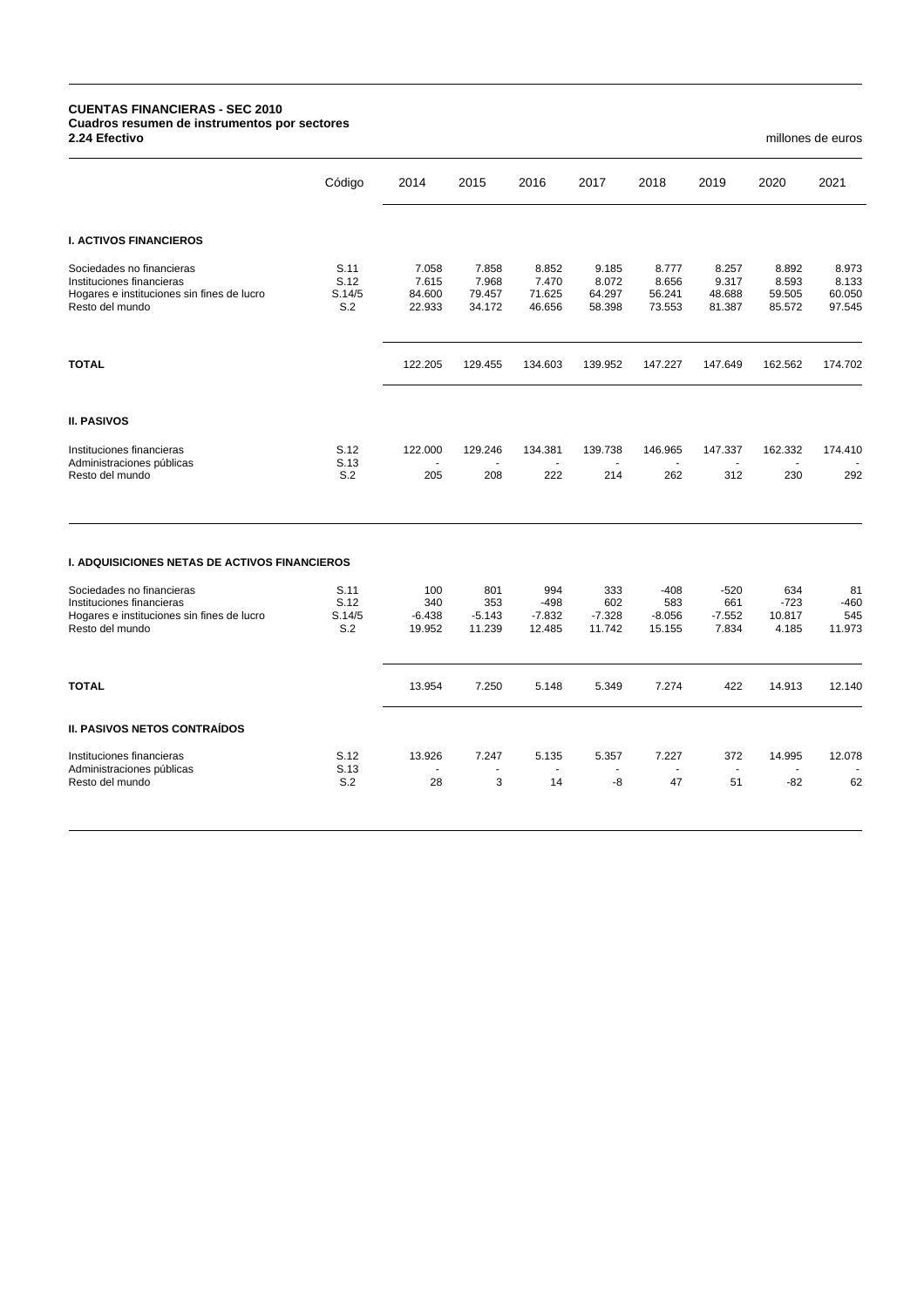**CUENTAS FINANCIERAS - SEC 2010**
**Cuadros resumen de instrumentos por sectores**
**2.24 Efectivo**

millones de euros

| | Código | 2014 | 2015 | 2016 | 2017 | 2018 | 2019 | 2020 | 2021 |
|---|---|---|---|---|---|---|---|---|---|
| **I. ACTIVOS FINANCIEROS** | | | | | | | | | |
| Sociedades no financieras | S.11 | 7.058 | 7.858 | 8.852 | 9.185 | 8.777 | 8.257 | 8.892 | 8.973 |
| Instituciones financieras | S.12 | 7.615 | 7.968 | 7.470 | 8.072 | 8.656 | 9.317 | 8.593 | 8.133 |
| Hogares e instituciones sin fines de lucro | S.14/5 | 84.600 | 79.457 | 71.625 | 64.297 | 56.241 | 48.688 | 59.505 | 60.050 |
| Resto del mundo | S.2 | 22.933 | 34.172 | 46.656 | 58.398 | 73.553 | 81.387 | 85.572 | 97.545 |
| **TOTAL** | | 122.205 | 129.455 | 134.603 | 139.952 | 147.227 | 147.649 | 162.562 | 174.702 |
| **II. PASIVOS** | | | | | | | | | |
| Instituciones financieras | S.12 | 122.000 | 129.246 | 134.381 | 139.738 | 146.965 | 147.337 | 162.332 | 174.410 |
| Administraciones públicas | S.13 | - | - | - | - | - | - | - | - |
| Resto del mundo | S.2 | 205 | 208 | 222 | 214 | 262 | 312 | 230 | 292 |
| **I. ADQUISICIONES NETAS DE ACTIVOS FINANCIEROS** | | | | | | | | | |
| Sociedades no financieras | S.11 | 100 | 801 | 994 | 333 | -408 | -520 | 634 | 81 |
| Instituciones financieras | S.12 | 340 | 353 | -498 | 602 | 583 | 661 | -723 | -460 |
| Hogares e instituciones sin fines de lucro | S.14/5 | -6.438 | -5.143 | -7.832 | -7.328 | -8.056 | -7.552 | 10.817 | 545 |
| Resto del mundo | S.2 | 19.952 | 11.239 | 12.485 | 11.742 | 15.155 | 7.834 | 4.185 | 11.973 |
| **TOTAL** | | 13.954 | 7.250 | 5.148 | 5.349 | 7.274 | 422 | 14.913 | 12.140 |
| **II. PASIVOS NETOS CONTRAÍDOS** | | | | | | | | | |
| Instituciones financieras | S.12 | 13.926 | 7.247 | 5.135 | 5.357 | 7.227 | 372 | 14.995 | 12.078 |
| Administraciones públicas | S.13 | - | - | - | - | - | - | - | - |
| Resto del mundo | S.2 | 28 | 3 | 14 | -8 | 47 | 51 | -82 | 62 |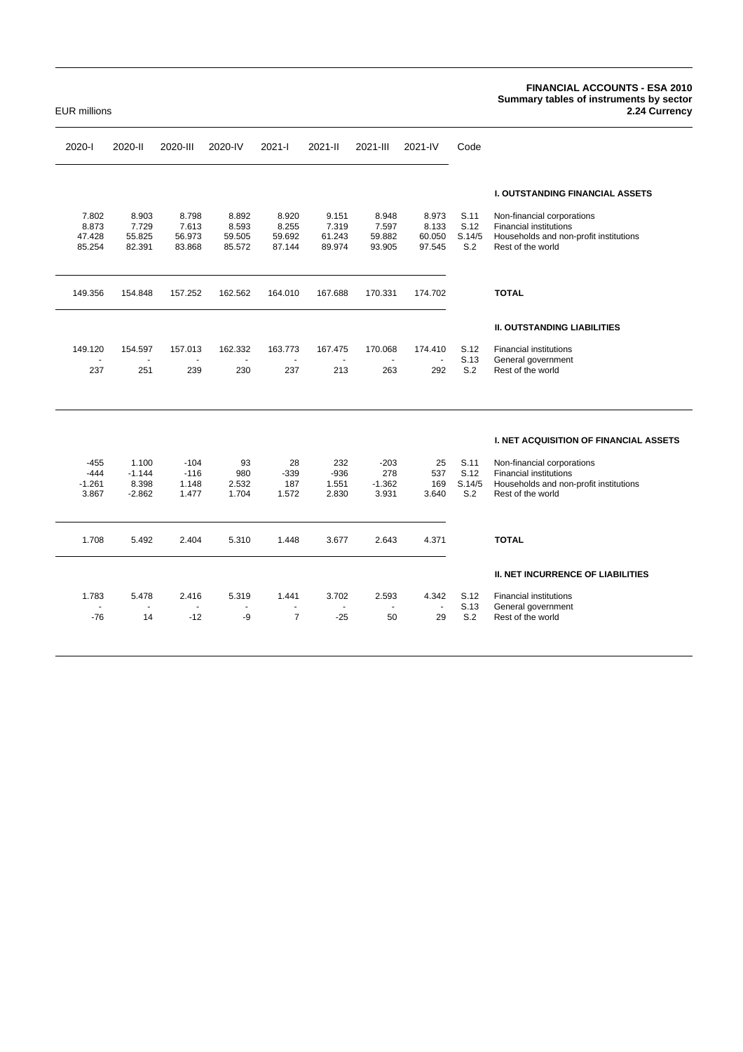EUR millions

**FINANCIAL ACCOUNTS - ESA 2010**
**Summary tables of instruments by sector**
**2.24 Currency**

| 2020-I | 2020-II | 2020-III | 2020-IV | 2021-I | 2021-II | 2021-III | 2021-IV | Code | |
|---|---|---|---|---|---|---|---|---|---|
| | | | | | | | | | **I. OUTSTANDING FINANCIAL ASSETS** |
| 7.802 | 8.903 | 8.798 | 8.892 | 8.920 | 9.151 | 8.948 | 8.973 | S.11 | Non-financial corporations |
| 8.873 | 7.729 | 7.613 | 8.593 | 8.255 | 7.319 | 7.597 | 8.133 | S.12 | Financial institutions |
| 47.428 | 55.825 | 56.973 | 59.505 | 59.692 | 61.243 | 59.882 | 60.050 | S.14/5 | Households and non-profit institutions |
| 85.254 | 82.391 | 83.868 | 85.572 | 87.144 | 89.974 | 93.905 | 97.545 | S.2 | Rest of the world |
| 149.356 | 154.848 | 157.252 | 162.562 | 164.010 | 167.688 | 170.331 | 174.702 | | **TOTAL** |
| | | | | | | | | | **II. OUTSTANDING LIABILITIES** |
| 149.120 | 154.597 | 157.013 | 162.332 | 163.773 | 167.475 | 170.068 | 174.410 | S.12 | Financial institutions |
| - | - | - | - | - | - | - | - | S.13 | General government |
| 237 | 251 | 239 | 230 | 237 | 213 | 263 | 292 | S.2 | Rest of the world |
| | | | | | | | | | **I. NET ACQUISITION OF FINANCIAL ASSETS** |
| -455 | 1.100 | -104 | 93 | 28 | 232 | -203 | 25 | S.11 | Non-financial corporations |
| -444 | -1.144 | -116 | 980 | -339 | -936 | 278 | 537 | S.12 | Financial institutions |
| -1.261 | 8.398 | 1.148 | 2.532 | 187 | 1.551 | -1.362 | 169 | S.14/5 | Households and non-profit institutions |
| 3.867 | -2.862 | 1.477 | 1.704 | 1.572 | 2.830 | 3.931 | 3.640 | S.2 | Rest of the world |
| 1.708 | 5.492 | 2.404 | 5.310 | 1.448 | 3.677 | 2.643 | 4.371 | | **TOTAL** |
| | | | | | | | | | **II. NET INCURRENCE OF LIABILITIES** |
| 1.783 | 5.478 | 2.416 | 5.319 | 1.441 | 3.702 | 2.593 | 4.342 | S.12 | Financial institutions |
| - | - | - | - | - | - | - | - | S.13 | General government |
| -76 | 14 | -12 | -9 | 7 | -25 | 50 | 29 | S.2 | Rest of the world |